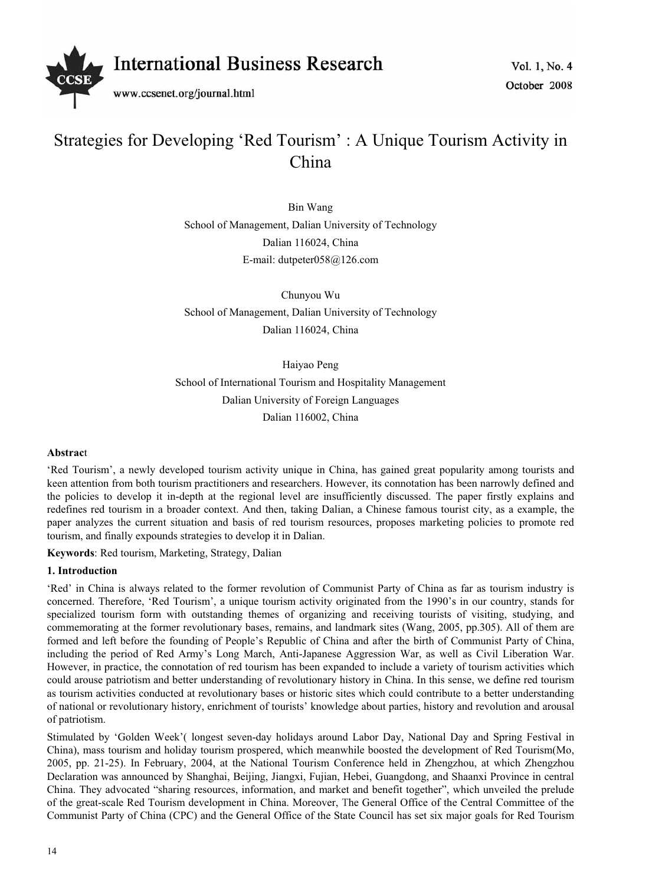# Strategies for Developing 'Red Tourism' : A Unique Tourism Activity in China

Bin Wang
School of Management, Dalian University of Technology
Dalian 116024, China
E-mail: dutpeter058@126.com

Chunyou Wu
School of Management, Dalian University of Technology
Dalian 116024, China

Haiyao Peng
School of International Tourism and Hospitality Management
Dalian University of Foreign Languages
Dalian 116002, China

**Abstract**

'Red Tourism', a newly developed tourism activity unique in China, has gained great popularity among tourists and keen attention from both tourism practitioners and researchers. However, its connotation has been narrowly defined and the policies to develop it in-depth at the regional level are insufficiently discussed. The paper firstly explains and redefines red tourism in a broader context. And then, taking Dalian, a Chinese famous tourist city, as a example, the paper analyzes the current situation and basis of red tourism resources, proposes marketing policies to promote red tourism, and finally expounds strategies to develop it in Dalian.

**Keywords**: Red tourism, Marketing, Strategy, Dalian

## 1. Introduction

'Red' in China is always related to the former revolution of Communist Party of China as far as tourism industry is concerned. Therefore, 'Red Tourism', a unique tourism activity originated from the 1990's in our country, stands for specialized tourism form with outstanding themes of organizing and receiving tourists of visiting, studying, and commemorating at the former revolutionary bases, remains, and landmark sites (Wang, 2005, pp.305). All of them are formed and left before the founding of People's Republic of China and after the birth of Communist Party of China, including the period of Red Army's Long March, Anti-Japanese Aggression War, as well as Civil Liberation War. However, in practice, the connotation of red tourism has been expanded to include a variety of tourism activities which could arouse patriotism and better understanding of revolutionary history in China. In this sense, we define red tourism as tourism activities conducted at revolutionary bases or historic sites which could contribute to a better understanding of national or revolutionary history, enrichment of tourists' knowledge about parties, history and revolution and arousal of patriotism.

Stimulated by 'Golden Week'( longest seven-day holidays around Labor Day, National Day and Spring Festival in China), mass tourism and holiday tourism prospered, which meanwhile boosted the development of Red Tourism(Mo, 2005, pp. 21-25). In February, 2004, at the National Tourism Conference held in Zhengzhou, at which Zhengzhou Declaration was announced by Shanghai, Beijing, Jiangxi, Fujian, Hebei, Guangdong, and Shaanxi Province in central China. They advocated "sharing resources, information, and market and benefit together", which unveiled the prelude of the great-scale Red Tourism development in China. Moreover, The General Office of the Central Committee of the Communist Party of China (CPC) and the General Office of the State Council has set six major goals for Red Tourism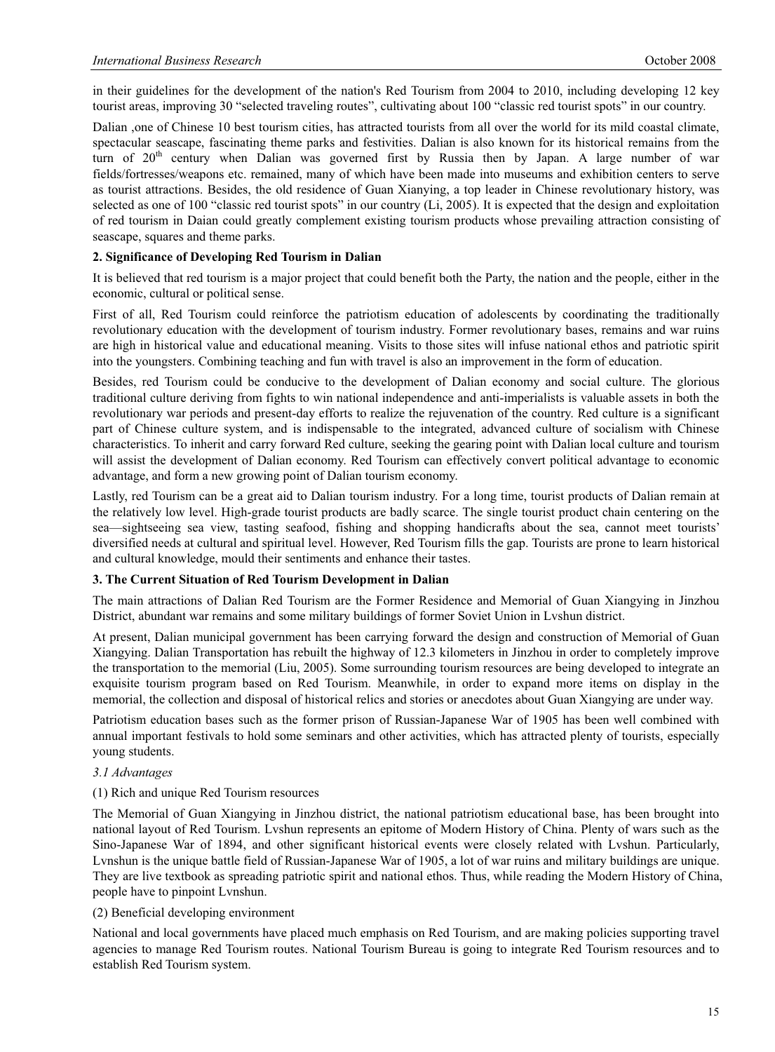in their guidelines for the development of the nation's Red Tourism from 2004 to 2010, including developing 12 key tourist areas, improving 30 "selected traveling routes", cultivating about 100 "classic red tourist spots" in our country.

Dalian ,one of Chinese 10 best tourism cities, has attracted tourists from all over the world for its mild coastal climate, spectacular seascape, fascinating theme parks and festivities. Dalian is also known for its historical remains from the turn of 20th century when Dalian was governed first by Russia then by Japan. A large number of war fields/fortresses/weapons etc. remained, many of which have been made into museums and exhibition centers to serve as tourist attractions. Besides, the old residence of Guan Xianying, a top leader in Chinese revolutionary history, was selected as one of 100 "classic red tourist spots" in our country (Li, 2005). It is expected that the design and exploitation of red tourism in Daian could greatly complement existing tourism products whose prevailing attraction consisting of seascape, squares and theme parks.

## 2. Significance of Developing Red Tourism in Dalian

It is believed that red tourism is a major project that could benefit both the Party, the nation and the people, either in the economic, cultural or political sense.

First of all, Red Tourism could reinforce the patriotism education of adolescents by coordinating the traditionally revolutionary education with the development of tourism industry. Former revolutionary bases, remains and war ruins are high in historical value and educational meaning. Visits to those sites will infuse national ethos and patriotic spirit into the youngsters. Combining teaching and fun with travel is also an improvement in the form of education.

Besides, red Tourism could be conducive to the development of Dalian economy and social culture. The glorious traditional culture deriving from fights to win national independence and anti-imperialists is valuable assets in both the revolutionary war periods and present-day efforts to realize the rejuvenation of the country. Red culture is a significant part of Chinese culture system, and is indispensable to the integrated, advanced culture of socialism with Chinese characteristics. To inherit and carry forward Red culture, seeking the gearing point with Dalian local culture and tourism will assist the development of Dalian economy. Red Tourism can effectively convert political advantage to economic advantage, and form a new growing point of Dalian tourism economy.

Lastly, red Tourism can be a great aid to Dalian tourism industry. For a long time, tourist products of Dalian remain at the relatively low level. High-grade tourist products are badly scarce. The single tourist product chain centering on the sea—sightseeing sea view, tasting seafood, fishing and shopping handicrafts about the sea, cannot meet tourists' diversified needs at cultural and spiritual level. However, Red Tourism fills the gap. Tourists are prone to learn historical and cultural knowledge, mould their sentiments and enhance their tastes.

## 3. The Current Situation of Red Tourism Development in Dalian

The main attractions of Dalian Red Tourism are the Former Residence and Memorial of Guan Xiangying in Jinzhou District, abundant war remains and some military buildings of former Soviet Union in Lvshun district.

At present, Dalian municipal government has been carrying forward the design and construction of Memorial of Guan Xiangying. Dalian Transportation has rebuilt the highway of 12.3 kilometers in Jinzhou in order to completely improve the transportation to the memorial (Liu, 2005). Some surrounding tourism resources are being developed to integrate an exquisite tourism program based on Red Tourism. Meanwhile, in order to expand more items on display in the memorial, the collection and disposal of historical relics and stories or anecdotes about Guan Xiangying are under way.

Patriotism education bases such as the former prison of Russian-Japanese War of 1905 has been well combined with annual important festivals to hold some seminars and other activities, which has attracted plenty of tourists, especially young students.

### *3.1 Advantages*

(1) Rich and unique Red Tourism resources

The Memorial of Guan Xiangying in Jinzhou district, the national patriotism educational base, has been brought into national layout of Red Tourism. Lvshun represents an epitome of Modern History of China. Plenty of wars such as the Sino-Japanese War of 1894, and other significant historical events were closely related with Lvshun. Particularly, Lvnshun is the unique battle field of Russian-Japanese War of 1905, a lot of war ruins and military buildings are unique. They are live textbook as spreading patriotic spirit and national ethos. Thus, while reading the Modern History of China, people have to pinpoint Lvnshun.

(2) Beneficial developing environment

National and local governments have placed much emphasis on Red Tourism, and are making policies supporting travel agencies to manage Red Tourism routes. National Tourism Bureau is going to integrate Red Tourism resources and to establish Red Tourism system.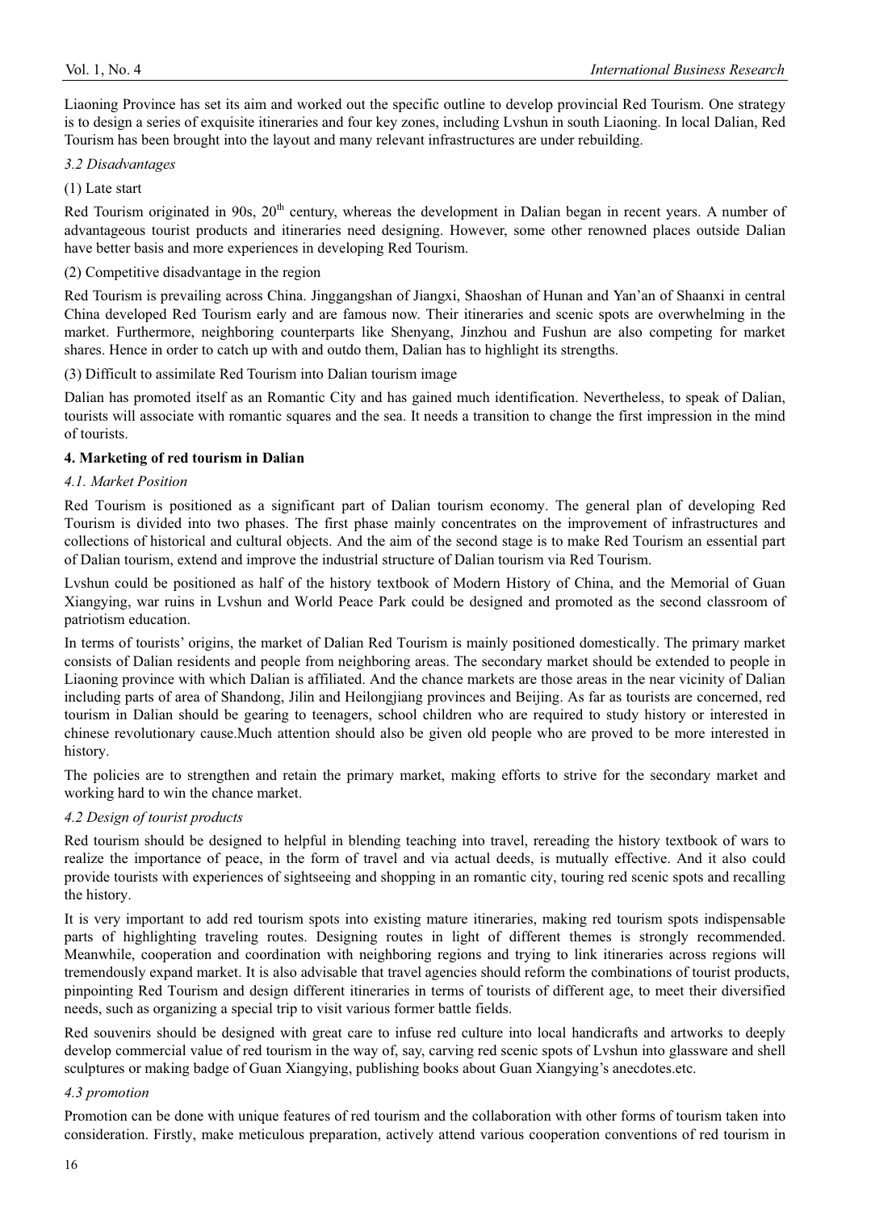Liaoning Province has set its aim and worked out the specific outline to develop provincial Red Tourism. One strategy is to design a series of exquisite itineraries and four key zones, including Lvshun in south Liaoning. In local Dalian, Red Tourism has been brought into the layout and many relevant infrastructures are under rebuilding.

### *3.2 Disadvantages*

(1) Late start

Red Tourism originated in 90s, 20th century, whereas the development in Dalian began in recent years. A number of advantageous tourist products and itineraries need designing. However, some other renowned places outside Dalian have better basis and more experiences in developing Red Tourism.

(2) Competitive disadvantage in the region

Red Tourism is prevailing across China. Jinggangshan of Jiangxi, Shaoshan of Hunan and Yan'an of Shaanxi in central China developed Red Tourism early and are famous now. Their itineraries and scenic spots are overwhelming in the market. Furthermore, neighboring counterparts like Shenyang, Jinzhou and Fushun are also competing for market shares. Hence in order to catch up with and outdo them, Dalian has to highlight its strengths.

(3) Difficult to assimilate Red Tourism into Dalian tourism image

Dalian has promoted itself as an Romantic City and has gained much identification. Nevertheless, to speak of Dalian, tourists will associate with romantic squares and the sea. It needs a transition to change the first impression in the mind of tourists.

## **4. Marketing of red tourism in Dalian**

### *4.1. Market Position*

Red Tourism is positioned as a significant part of Dalian tourism economy. The general plan of developing Red Tourism is divided into two phases. The first phase mainly concentrates on the improvement of infrastructures and collections of historical and cultural objects. And the aim of the second stage is to make Red Tourism an essential part of Dalian tourism, extend and improve the industrial structure of Dalian tourism via Red Tourism.

Lvshun could be positioned as half of the history textbook of Modern History of China, and the Memorial of Guan Xiangying, war ruins in Lvshun and World Peace Park could be designed and promoted as the second classroom of patriotism education.

In terms of tourists' origins, the market of Dalian Red Tourism is mainly positioned domestically. The primary market consists of Dalian residents and people from neighboring areas. The secondary market should be extended to people in Liaoning province with which Dalian is affiliated. And the chance markets are those areas in the near vicinity of Dalian including parts of area of Shandong, Jilin and Heilongjiang provinces and Beijing. As far as tourists are concerned, red tourism in Dalian should be gearing to teenagers, school children who are required to study history or interested in chinese revolutionary cause.Much attention should also be given old people who are proved to be more interested in history.

The policies are to strengthen and retain the primary market, making efforts to strive for the secondary market and working hard to win the chance market.

### *4.2 Design of tourist products*

Red tourism should be designed to helpful in blending teaching into travel, rereading the history textbook of wars to realize the importance of peace, in the form of travel and via actual deeds, is mutually effective. And it also could provide tourists with experiences of sightseeing and shopping in an romantic city, touring red scenic spots and recalling the history.

It is very important to add red tourism spots into existing mature itineraries, making red tourism spots indispensable parts of highlighting traveling routes. Designing routes in light of different themes is strongly recommended. Meanwhile, cooperation and coordination with neighboring regions and trying to link itineraries across regions will tremendously expand market. It is also advisable that travel agencies should reform the combinations of tourist products, pinpointing Red Tourism and design different itineraries in terms of tourists of different age, to meet their diversified needs, such as organizing a special trip to visit various former battle fields.

Red souvenirs should be designed with great care to infuse red culture into local handicrafts and artworks to deeply develop commercial value of red tourism in the way of, say, carving red scenic spots of Lvshun into glassware and shell sculptures or making badge of Guan Xiangying, publishing books about Guan Xiangying's anecdotes.etc.

### *4.3 promotion*

Promotion can be done with unique features of red tourism and the collaboration with other forms of tourism taken into consideration. Firstly, make meticulous preparation, actively attend various cooperation conventions of red tourism in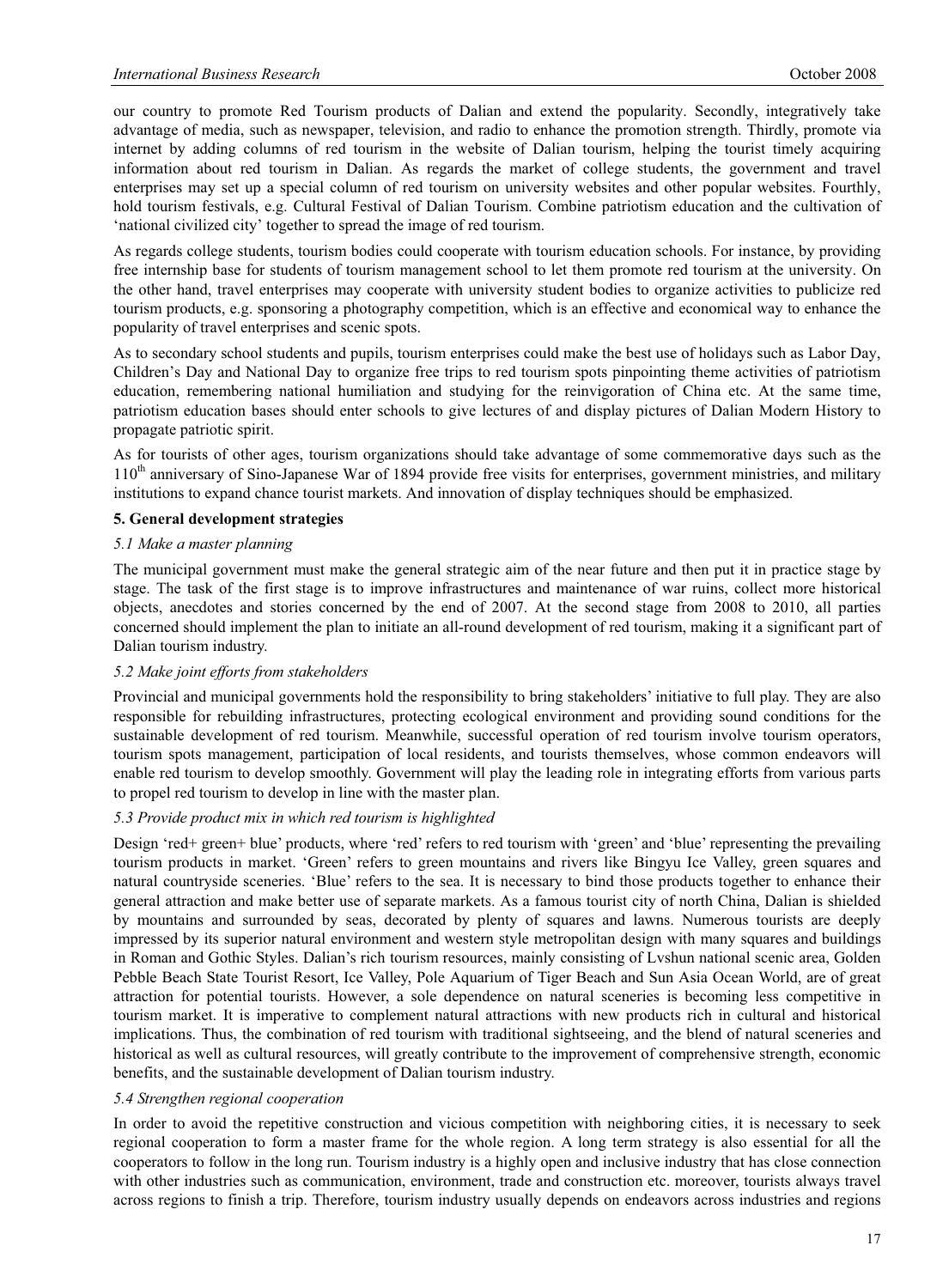our country to promote Red Tourism products of Dalian and extend the popularity. Secondly, integratively take advantage of media, such as newspaper, television, and radio to enhance the promotion strength. Thirdly, promote via internet by adding columns of red tourism in the website of Dalian tourism, helping the tourist timely acquiring information about red tourism in Dalian. As regards the market of college students, the government and travel enterprises may set up a special column of red tourism on university websites and other popular websites. Fourthly, hold tourism festivals, e.g. Cultural Festival of Dalian Tourism. Combine patriotism education and the cultivation of 'national civilized city' together to spread the image of red tourism.

As regards college students, tourism bodies could cooperate with tourism education schools. For instance, by providing free internship base for students of tourism management school to let them promote red tourism at the university. On the other hand, travel enterprises may cooperate with university student bodies to organize activities to publicize red tourism products, e.g. sponsoring a photography competition, which is an effective and economical way to enhance the popularity of travel enterprises and scenic spots.

As to secondary school students and pupils, tourism enterprises could make the best use of holidays such as Labor Day, Children's Day and National Day to organize free trips to red tourism spots pinpointing theme activities of patriotism education, remembering national humiliation and studying for the reinvigoration of China etc. At the same time, patriotism education bases should enter schools to give lectures of and display pictures of Dalian Modern History to propagate patriotic spirit.

As for tourists of other ages, tourism organizations should take advantage of some commemorative days such as the 110th anniversary of Sino-Japanese War of 1894 provide free visits for enterprises, government ministries, and military institutions to expand chance tourist markets. And innovation of display techniques should be emphasized.

## 5. General development strategies

### *5.1 Make a master planning*

The municipal government must make the general strategic aim of the near future and then put it in practice stage by stage. The task of the first stage is to improve infrastructures and maintenance of war ruins, collect more historical objects, anecdotes and stories concerned by the end of 2007. At the second stage from 2008 to 2010, all parties concerned should implement the plan to initiate an all-round development of red tourism, making it a significant part of Dalian tourism industry.

### *5.2 Make joint efforts from stakeholders*

Provincial and municipal governments hold the responsibility to bring stakeholders' initiative to full play. They are also responsible for rebuilding infrastructures, protecting ecological environment and providing sound conditions for the sustainable development of red tourism. Meanwhile, successful operation of red tourism involve tourism operators, tourism spots management, participation of local residents, and tourists themselves, whose common endeavors will enable red tourism to develop smoothly. Government will play the leading role in integrating efforts from various parts to propel red tourism to develop in line with the master plan.

### *5.3 Provide product mix in which red tourism is highlighted*

Design 'red+ green+ blue' products, where 'red' refers to red tourism with 'green' and 'blue' representing the prevailing tourism products in market. 'Green' refers to green mountains and rivers like Bingyu Ice Valley, green squares and natural countryside sceneries. 'Blue' refers to the sea. It is necessary to bind those products together to enhance their general attraction and make better use of separate markets. As a famous tourist city of north China, Dalian is shielded by mountains and surrounded by seas, decorated by plenty of squares and lawns. Numerous tourists are deeply impressed by its superior natural environment and western style metropolitan design with many squares and buildings in Roman and Gothic Styles. Dalian's rich tourism resources, mainly consisting of Lvshun national scenic area, Golden Pebble Beach State Tourist Resort, Ice Valley, Pole Aquarium of Tiger Beach and Sun Asia Ocean World, are of great attraction for potential tourists. However, a sole dependence on natural sceneries is becoming less competitive in tourism market. It is imperative to complement natural attractions with new products rich in cultural and historical implications. Thus, the combination of red tourism with traditional sightseeing, and the blend of natural sceneries and historical as well as cultural resources, will greatly contribute to the improvement of comprehensive strength, economic benefits, and the sustainable development of Dalian tourism industry.

### *5.4 Strengthen regional cooperation*

In order to avoid the repetitive construction and vicious competition with neighboring cities, it is necessary to seek regional cooperation to form a master frame for the whole region. A long term strategy is also essential for all the cooperators to follow in the long run. Tourism industry is a highly open and inclusive industry that has close connection with other industries such as communication, environment, trade and construction etc. moreover, tourists always travel across regions to finish a trip. Therefore, tourism industry usually depends on endeavors across industries and regions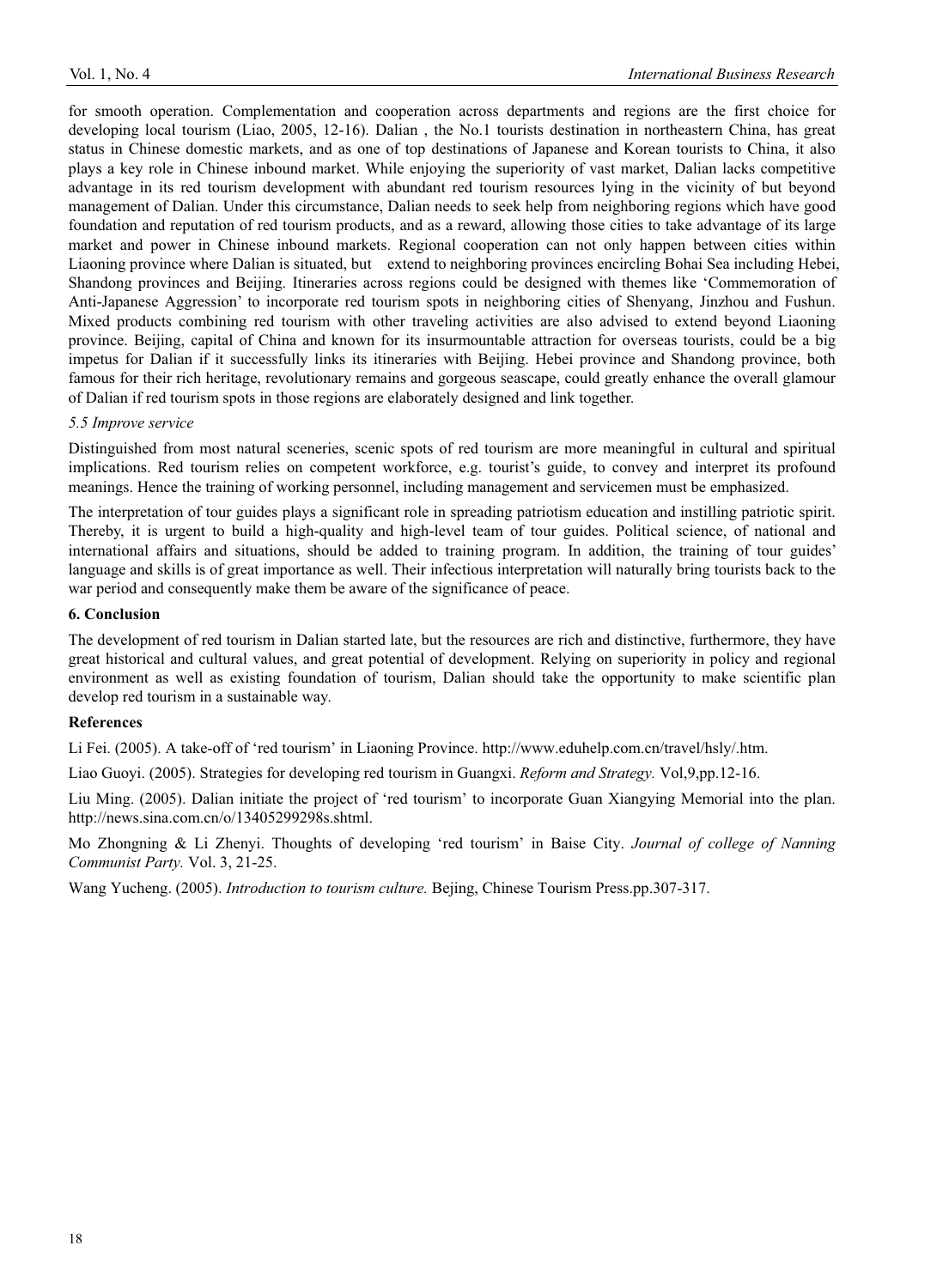for smooth operation. Complementation and cooperation across departments and regions are the first choice for developing local tourism (Liao, 2005, 12-16). Dalian , the No.1 tourists destination in northeastern China, has great status in Chinese domestic markets, and as one of top destinations of Japanese and Korean tourists to China, it also plays a key role in Chinese inbound market. While enjoying the superiority of vast market, Dalian lacks competitive advantage in its red tourism development with abundant red tourism resources lying in the vicinity of but beyond management of Dalian. Under this circumstance, Dalian needs to seek help from neighboring regions which have good foundation and reputation of red tourism products, and as a reward, allowing those cities to take advantage of its large market and power in Chinese inbound markets. Regional cooperation can not only happen between cities within Liaoning province where Dalian is situated, but extend to neighboring provinces encircling Bohai Sea including Hebei, Shandong provinces and Beijing. Itineraries across regions could be designed with themes like 'Commemoration of Anti-Japanese Aggression' to incorporate red tourism spots in neighboring cities of Shenyang, Jinzhou and Fushun. Mixed products combining red tourism with other traveling activities are also advised to extend beyond Liaoning province. Beijing, capital of China and known for its insurmountable attraction for overseas tourists, could be a big impetus for Dalian if it successfully links its itineraries with Beijing. Hebei province and Shandong province, both famous for their rich heritage, revolutionary remains and gorgeous seascape, could greatly enhance the overall glamour of Dalian if red tourism spots in those regions are elaborately designed and link together.

### *5.5 Improve service*

Distinguished from most natural sceneries, scenic spots of red tourism are more meaningful in cultural and spiritual implications. Red tourism relies on competent workforce, e.g. tourist's guide, to convey and interpret its profound meanings. Hence the training of working personnel, including management and servicemen must be emphasized.

The interpretation of tour guides plays a significant role in spreading patriotism education and instilling patriotic spirit. Thereby, it is urgent to build a high-quality and high-level team of tour guides. Political science, of national and international affairs and situations, should be added to training program. In addition, the training of tour guides' language and skills is of great importance as well. Their infectious interpretation will naturally bring tourists back to the war period and consequently make them be aware of the significance of peace.

## 6. Conclusion

The development of red tourism in Dalian started late, but the resources are rich and distinctive, furthermore, they have great historical and cultural values, and great potential of development. Relying on superiority in policy and regional environment as well as existing foundation of tourism, Dalian should take the opportunity to make scientific plan develop red tourism in a sustainable way.

## References

Li Fei. (2005). A take-off of 'red tourism' in Liaoning Province. http://www.eduhelp.com.cn/travel/hsly/.htm.

Liao Guoyi. (2005). Strategies for developing red tourism in Guangxi. *Reform and Strategy.* Vol,9,pp.12-16.

Liu Ming. (2005). Dalian initiate the project of 'red tourism' to incorporate Guan Xiangying Memorial into the plan. http://news.sina.com.cn/o/13405299298s.shtml.

Mo Zhongning & Li Zhenyi. Thoughts of developing 'red tourism' in Baise City. *Journal of college of Nanning Communist Party.* Vol. 3, 21-25.

Wang Yucheng. (2005). *Introduction to tourism culture.* Bejing, Chinese Tourism Press.pp.307-317.